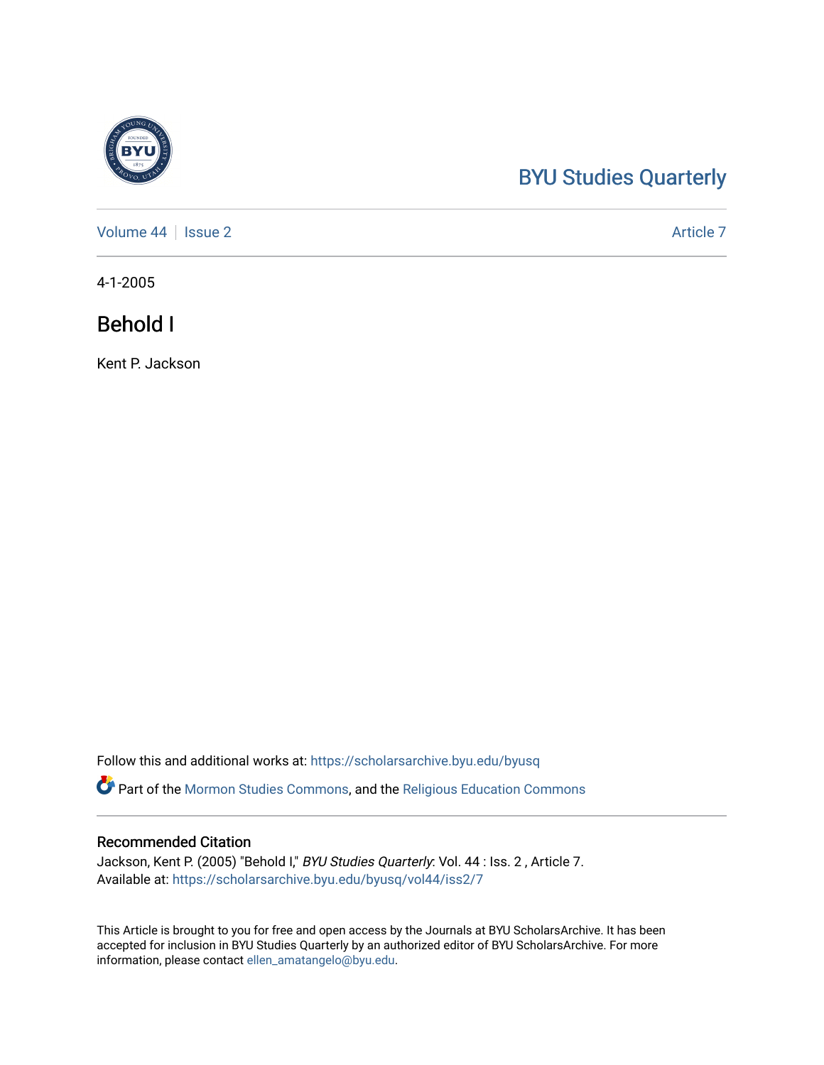BYU Studies Quarterly

Volume 44 | Issue 2 — Article 7

4-1-2005

# Behold I

Kent P. Jackson

Follow this and additional works at: https://scholarsarchive.byu.edu/byusq

Part of the Mormon Studies Commons, and the Religious Education Commons

## Recommended Citation

Jackson, Kent P. (2005) "Behold I," *BYU Studies Quarterly*: Vol. 44 : Iss. 2 , Article 7.
Available at: https://scholarsarchive.byu.edu/byusq/vol44/iss2/7

This Article is brought to you for free and open access by the Journals at BYU ScholarsArchive. It has been accepted for inclusion in BYU Studies Quarterly by an authorized editor of BYU ScholarsArchive. For more information, please contact ellen_amatangelo@byu.edu.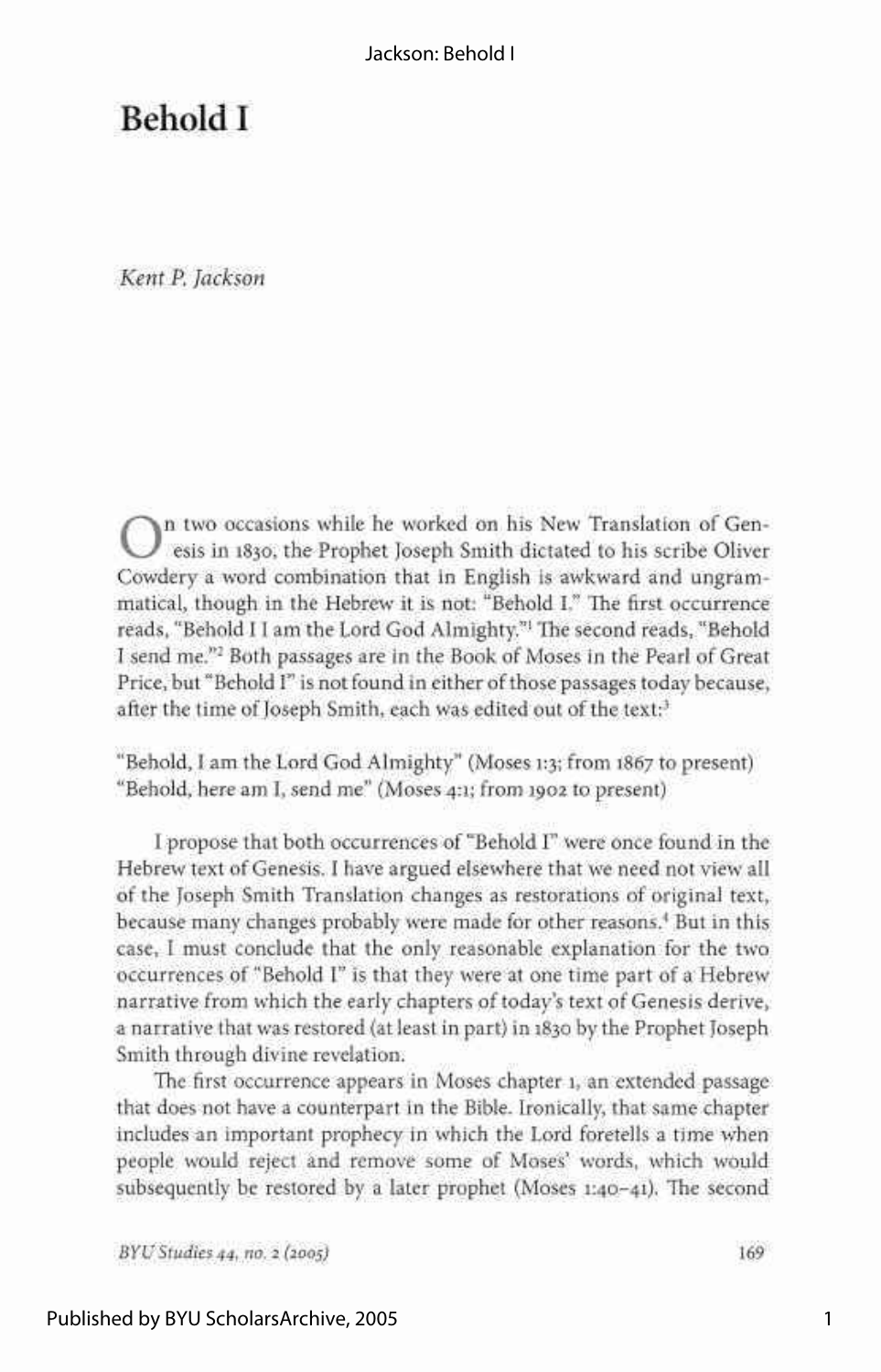# Behold I

*Kent P. Jackson*

On two occasions while he worked on his New Translation of Genesis in 1830, the Prophet Joseph Smith dictated to his scribe Oliver Cowdery a word combination that in English is awkward and ungrammatical, though in the Hebrew it is not: "Behold I." The first occurrence reads, "Behold I I am the Lord God Almighty."[1] The second reads, "Behold I send me."[2] Both passages are in the Book of Moses in the Pearl of Great Price, but "Behold I" is not found in either of those passages today because, after the time of Joseph Smith, each was edited out of the text:[3]

"Behold, I am the Lord God Almighty" (Moses 1:3; from 1867 to present)
"Behold, here am I, send me" (Moses 4:1; from 1902 to present)

I propose that both occurrences of "Behold I" were once found in the Hebrew text of Genesis. I have argued elsewhere that we need not view all of the Joseph Smith Translation changes as restorations of original text, because many changes probably were made for other reasons.[4] But in this case, I must conclude that the only reasonable explanation for the two occurrences of "Behold I" is that they were at one time part of a Hebrew narrative from which the early chapters of today's text of Genesis derive, a narrative that was restored (at least in part) in 1830 by the Prophet Joseph Smith through divine revelation.

The first occurrence appears in Moses chapter 1, an extended passage that does not have a counterpart in the Bible. Ironically, that same chapter includes an important prophecy in which the Lord foretells a time when people would reject and remove some of Moses' words, which would subsequently be restored by a later prophet (Moses 1:40–41). The second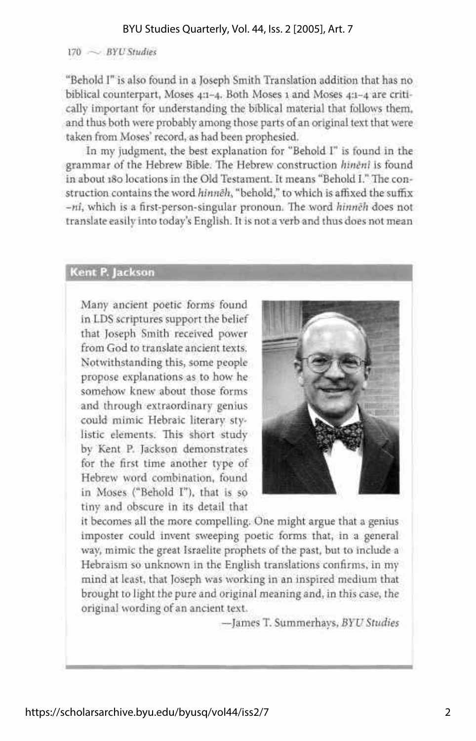"Behold I" is also found in a Joseph Smith Translation addition that has no biblical counterpart, Moses 4:1–4. Both Moses 1 and Moses 4:1–4 are critically important for understanding the biblical material that follows them, and thus both were probably among those parts of an original text that were taken from Moses' record, as had been prophesied.

In my judgment, the best explanation for "Behold I" is found in the grammar of the Hebrew Bible. The Hebrew construction *hinĕnî* is found in about 180 locations in the Old Testament. It means "Behold I." The construction contains the word *hinnēh*, "behold," to which is affixed the suffix *-nî*, which is a first-person-singular pronoun. The word *hinnēh* does not translate easily into today's English. It is not a verb and thus does not mean

**Kent P. Jackson**

Many ancient poetic forms found in LDS scriptures support the belief that Joseph Smith received power from God to translate ancient texts. Notwithstanding this, some people propose explanations as to how he somehow knew about those forms and through extraordinary genius could mimic Hebraic literary stylistic elements. This short study by Kent P. Jackson demonstrates for the first time another type of Hebrew word combination, found in Moses ("Behold I"), that is so tiny and obscure in its detail that it becomes all the more compelling. One might argue that a genius imposter could invent sweeping poetic forms that, in a general way, mimic the great Israelite prophets of the past, but to include a Hebraism so unknown in the English translations confirms, in my mind at least, that Joseph was working in an inspired medium that brought to light the pure and original meaning and, in this case, the original wording of an ancient text.

—James T. Summerhays, *BYU Studies*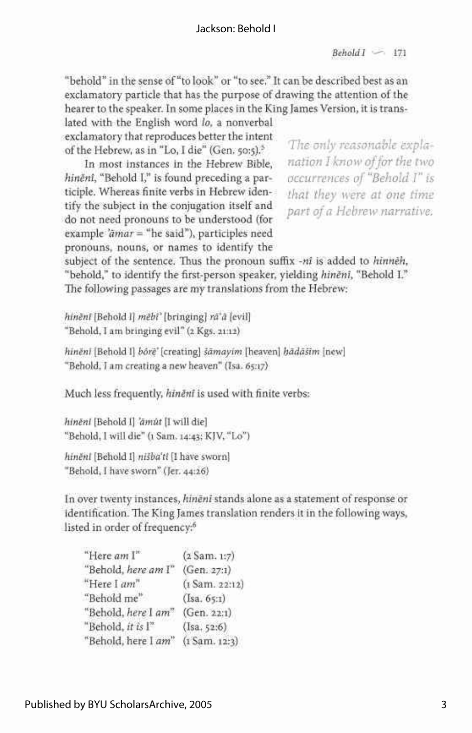"behold" in the sense of "to look" or "to see." It can be described best as an exclamatory particle that has the purpose of drawing the attention of the hearer to the speaker. In some places in the King James Version, it is translated with the English word *lo*, a nonverbal exclamatory that reproduces better the intent of the Hebrew, as in "Lo, I die" (Gen. 50:5).[5]

In most instances in the Hebrew Bible, *hinēnî*, "Behold I," is found preceding a participle. Whereas finite verbs in Hebrew identify the subject in the conjugation itself and do not need pronouns to be understood (for example *'āmar* = "he said"), participles need pronouns, nouns, or names to identify the subject of the sentence. Thus the pronoun suffix *-nî* is added to *hinnēh*, "behold," to identify the first-person speaker, yielding *hinēnî*, "Behold I." The following passages are my translations from the Hebrew:

> *The only reasonable explanation I know of for the two occurrences of "Behold I" is that they were at one time part of a Hebrew narrative.*

*hinēnî* [Behold I] *mēbî'* [bringing] *rā'ā* [evil]
"Behold, I am bringing evil" (2 Kgs. 21:12)

*hinēnî* [Behold I] *bōrē'* [creating] *šāmayim* [heaven] *ḥădāšîm* [new]
"Behold, I am creating a new heaven" (Isa. 65:17)

Much less frequently, *hinēnî* is used with finite verbs:

*hinēnî* [Behold I] *'āmût* [I will die]
"Behold, I will die" (1 Sam. 14:43; KJV, "Lo")

*hinēnî* [Behold I] *nišba'tî* [I have sworn]
"Behold, I have sworn" (Jer. 44:26)

In over twenty instances, *hinēnî* stands alone as a statement of response or identification. The King James translation renders it in the following ways, listed in order of frequency:[6]

| | |
|---|---|
| "Here *am* I" | (2 Sam. 1:7) |
| "Behold, *here am* I" | (Gen. 27:1) |
| "Here I *am*" | (1 Sam. 22:12) |
| "Behold me" | (Isa. 65:1) |
| "Behold, *here* I *am*" | (Gen. 22:1) |
| "Behold, *it is* I" | (Isa. 52:6) |
| "Behold, here I *am*" | (1 Sam. 12:3) |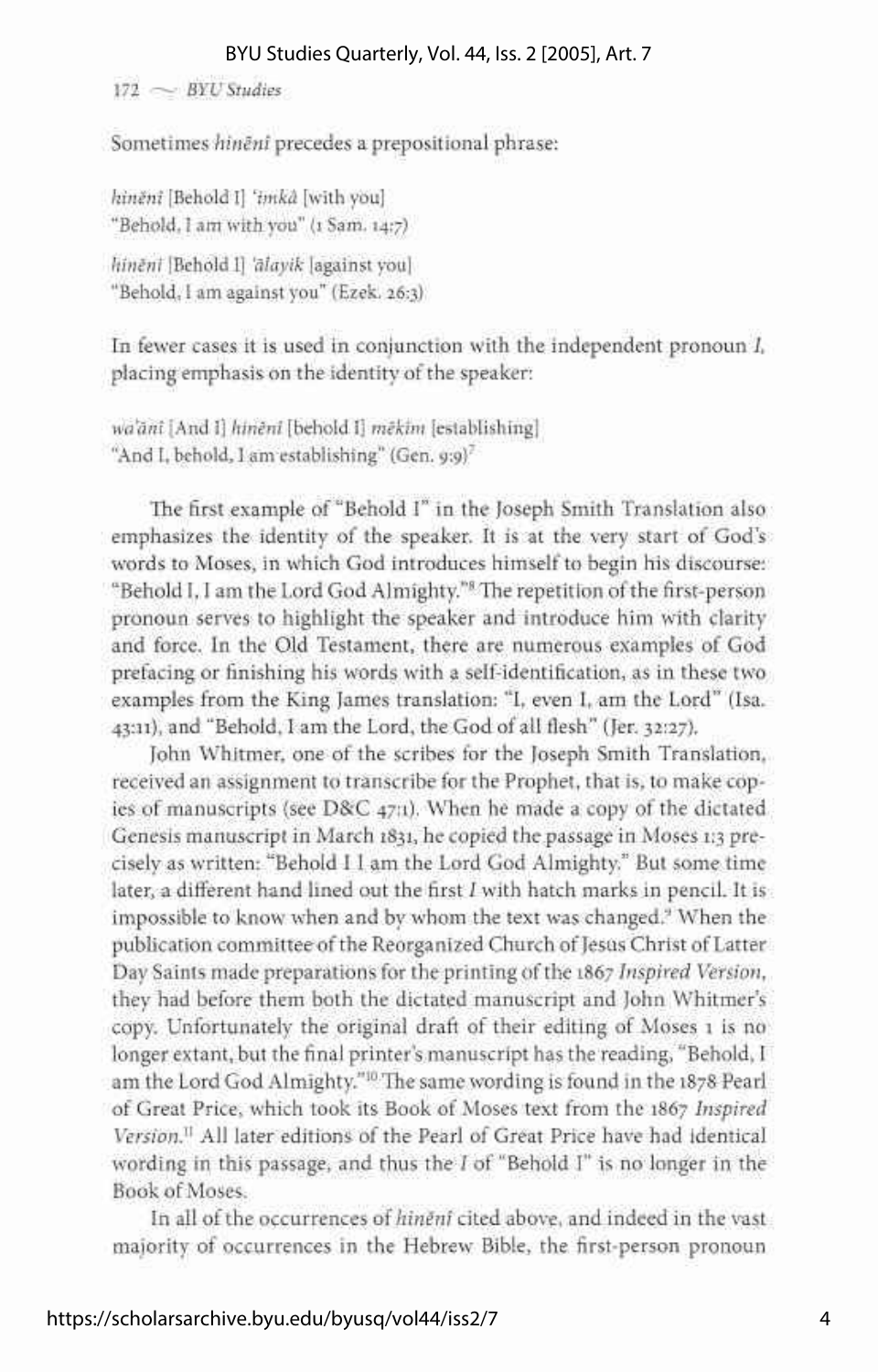Sometimes *hinēnî* precedes a prepositional phrase:

*hinēnî* [Behold I] *ʿimkā* [with you]
"Behold, I am with you" (1 Sam. 14:7)

*hinēnî* [Behold I] *ʿālayik* [against you]
"Behold, I am against you" (Ezek. 26:3)

In fewer cases it is used in conjunction with the independent pronoun *I*, placing emphasis on the identity of the speaker:

*waʾănî* [And I] *hinēnî* [behold I] *mēkîm* [establishing]
"And I, behold, I am establishing" (Gen. 9:9)[7]

The first example of "Behold I" in the Joseph Smith Translation also emphasizes the identity of the speaker. It is at the very start of God's words to Moses, in which God introduces himself to begin his discourse: "Behold I, I am the Lord God Almighty."[8] The repetition of the first-person pronoun serves to highlight the speaker and introduce him with clarity and force. In the Old Testament, there are numerous examples of God prefacing or finishing his words with a self-identification, as in these two examples from the King James translation: "I, even I, am the Lord" (Isa. 43:11), and "Behold, I am the Lord, the God of all flesh" (Jer. 32:27).

John Whitmer, one of the scribes for the Joseph Smith Translation, received an assignment to transcribe for the Prophet, that is, to make copies of manuscripts (see D&C 47:1). When he made a copy of the dictated Genesis manuscript in March 1831, he copied the passage in Moses 1:3 precisely as written: "Behold I I am the Lord God Almighty." But some time later, a different hand lined out the first *I* with hatch marks in pencil. It is impossible to know when and by whom the text was changed.[9] When the publication committee of the Reorganized Church of Jesus Christ of Latter Day Saints made preparations for the printing of the 1867 *Inspired Version*, they had before them both the dictated manuscript and John Whitmer's copy. Unfortunately the original draft of their editing of Moses 1 is no longer extant, but the final printer's manuscript has the reading, "Behold, I am the Lord God Almighty."[10] The same wording is found in the 1878 Pearl of Great Price, which took its Book of Moses text from the 1867 *Inspired Version*.[11] All later editions of the Pearl of Great Price have had identical wording in this passage, and thus the *I* of "Behold I" is no longer in the Book of Moses.

In all of the occurrences of *hinēnî* cited above, and indeed in the vast majority of occurrences in the Hebrew Bible, the first-person pronoun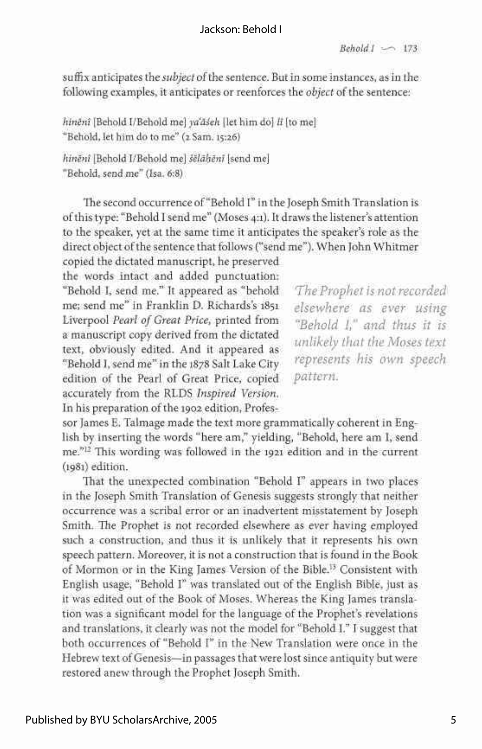suffix anticipates the *subject* of the sentence. But in some instances, as in the following examples, it anticipates or reenforces the *object* of the sentence:

*hinēnī* [Behold I/Behold me] *ya'ăśeh* [let him do] *lî* [to me]
"Behold, let him do to me" (2 Sam. 15:26)

*hinēnī* [Behold I/Behold me] *šĕlāḥēnī* [send me]
"Behold, send me" (Isa. 6:8)

The second occurrence of "Behold I" in the Joseph Smith Translation is of this type: "Behold I send me" (Moses 4:1). It draws the listener's attention to the speaker, yet at the same time it anticipates the speaker's role as the direct object of the sentence that follows ("send me"). When John Whitmer copied the dictated manuscript, he preserved the words intact and added punctuation: "Behold I, send me." It appeared as "behold me; send me" in Franklin D. Richards's 1851 Liverpool *Pearl of Great Price*, printed from a manuscript copy derived from the dictated text, obviously edited. And it appeared as "Behold I, send me" in the 1878 Salt Lake City edition of the Pearl of Great Price, copied accurately from the RLDS *Inspired Version*. In his preparation of the 1902 edition, Professor James E. Talmage made the text more grammatically coherent in English by inserting the words "here am," yielding, "Behold, here am I, send me."[12] This wording was followed in the 1921 edition and in the current (1981) edition.

*The Prophet is not recorded elsewhere as ever using "Behold I," and thus it is unlikely that the Moses text represents his own speech pattern.*

That the unexpected combination "Behold I" appears in two places in the Joseph Smith Translation of Genesis suggests strongly that neither occurrence was a scribal error or an inadvertent misstatement by Joseph Smith. The Prophet is not recorded elsewhere as ever having employed such a construction, and thus it is unlikely that it represents his own speech pattern. Moreover, it is not a construction that is found in the Book of Mormon or in the King James Version of the Bible.[13] Consistent with English usage, "Behold I" was translated out of the English Bible, just as it was edited out of the Book of Moses. Whereas the King James translation was a significant model for the language of the Prophet's revelations and translations, it clearly was not the model for "Behold I." I suggest that both occurrences of "Behold I" in the New Translation were once in the Hebrew text of Genesis—in passages that were lost since antiquity but were restored anew through the Prophet Joseph Smith.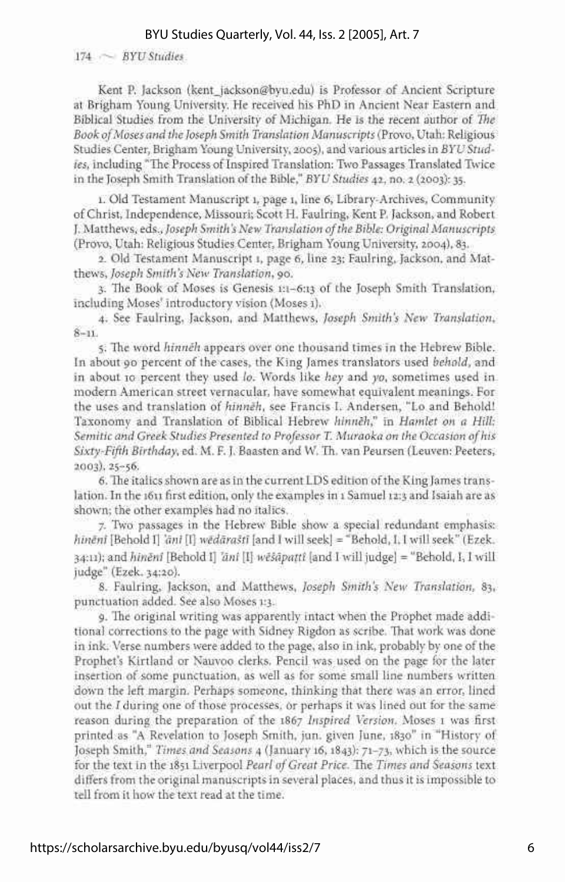Kent P. Jackson (kent_jackson@byu.edu) is Professor of Ancient Scripture at Brigham Young University. He received his PhD in Ancient Near Eastern and Biblical Studies from the University of Michigan. He is the recent author of *The Book of Moses and the Joseph Smith Translation Manuscripts* (Provo, Utah: Religious Studies Center, Brigham Young University, 2005), and various articles in *BYU Studies*, including "The Process of Inspired Translation: Two Passages Translated Twice in the Joseph Smith Translation of the Bible," *BYU Studies* 42, no. 2 (2003): 35.

1. Old Testament Manuscript 1, page 1, line 6, Library-Archives, Community of Christ, Independence, Missouri; Scott H. Faulring, Kent P. Jackson, and Robert J. Matthews, eds., *Joseph Smith's New Translation of the Bible: Original Manuscripts* (Provo, Utah: Religious Studies Center, Brigham Young University, 2004), 83.

2. Old Testament Manuscript 1, page 6, line 23; Faulring, Jackson, and Matthews, *Joseph Smith's New Translation*, 90.

3. The Book of Moses is Genesis 1:1–6:13 of the Joseph Smith Translation, including Moses' introductory vision (Moses 1).

4. See Faulring, Jackson, and Matthews, *Joseph Smith's New Translation*, 8–11.

5. The word *hinnēh* appears over one thousand times in the Hebrew Bible. In about 90 percent of the cases, the King James translators used *behold*, and in about 10 percent they used *lo*. Words like *hey* and *yo*, sometimes used in modern American street vernacular, have somewhat equivalent meanings. For the uses and translation of *hinnēh*, see Francis I. Andersen, "Lo and Behold! Taxonomy and Translation of Biblical Hebrew *hinnēh*," in *Hamlet on a Hill: Semitic and Greek Studies Presented to Professor T. Muraoka on the Occasion of his Sixty-Fifth Birthday*, ed. M. F. J. Baasten and W. Th. van Peursen (Leuven: Peeters, 2003), 25–56.

6. The italics shown are as in the current LDS edition of the King James translation. In the 1611 first edition, only the examples in 1 Samuel 12:3 and Isaiah are as shown; the other examples had no italics.

7. Two passages in the Hebrew Bible show a special redundant emphasis: *hinēnî* [Behold I] *'ănî* [I] *wĕdāraštî* [and I will seek] = "Behold, I, I will seek" (Ezek. 34:11); and *hinēnî* [Behold I] *'ănî* [I] *wĕšāpaṭtî* [and I will judge] = "Behold, I, I will judge" (Ezek. 34:20).

8. Faulring, Jackson, and Matthews, *Joseph Smith's New Translation*, 83, punctuation added. See also Moses 1:3.

9. The original writing was apparently intact when the Prophet made additional corrections to the page with Sidney Rigdon as scribe. That work was done in ink. Verse numbers were added to the page, also in ink, probably by one of the Prophet's Kirtland or Nauvoo clerks. Pencil was used on the page for the later insertion of some punctuation, as well as for some small line numbers written down the left margin. Perhaps someone, thinking that there was an error, lined out the *I* during one of those processes, or perhaps it was lined out for the same reason during the preparation of the 1867 *Inspired Version*. Moses 1 was first printed as "A Revelation to Joseph Smith, jun. given June, 1830" in "History of Joseph Smith," *Times and Seasons* 4 (January 16, 1843): 71–73, which is the source for the text in the 1851 Liverpool *Pearl of Great Price*. The *Times and Seasons* text differs from the original manuscripts in several places, and thus it is impossible to tell from it how the text read at the time.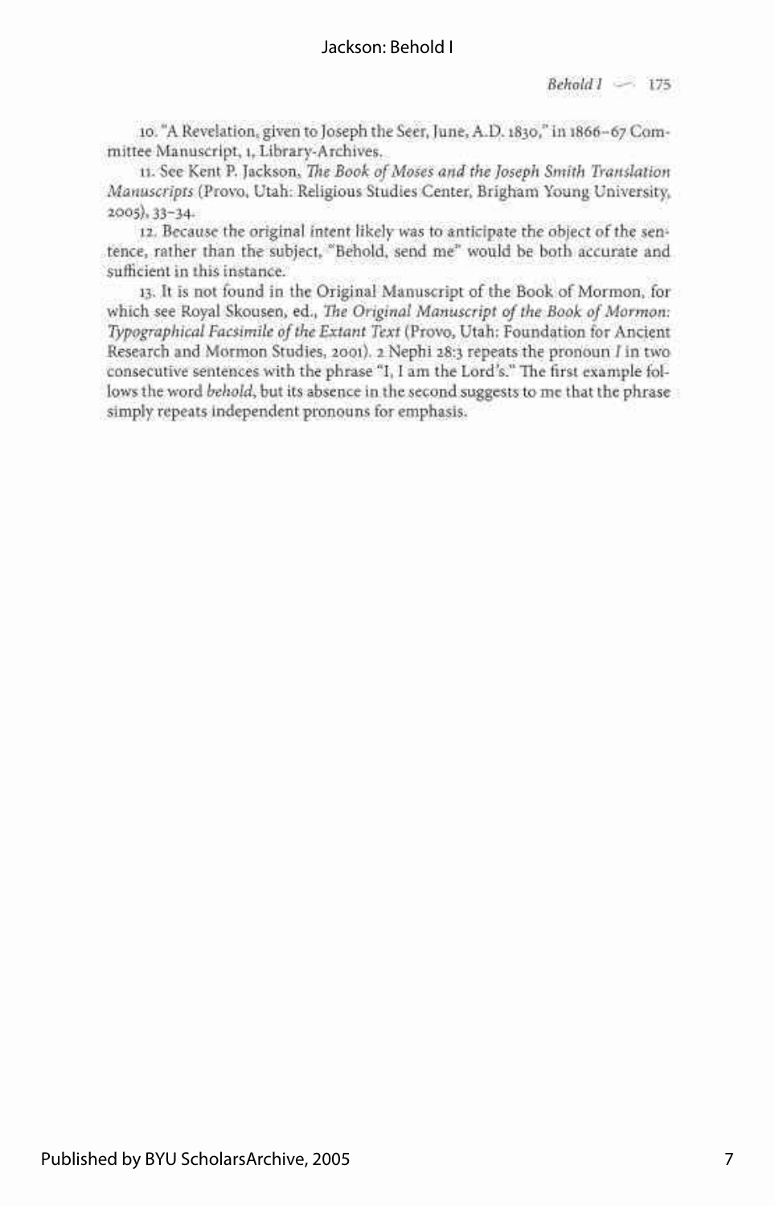10. "A Revelation, given to Joseph the Seer, June, A.D. 1830," in 1866–67 Committee Manuscript, 1, Library-Archives.

11. See Kent P. Jackson, *The Book of Moses and the Joseph Smith Translation Manuscripts* (Provo, Utah: Religious Studies Center, Brigham Young University, 2005), 33–34.

12. Because the original intent likely was to anticipate the object of the sentence, rather than the subject, "Behold, send me" would be both accurate and sufficient in this instance.

13. It is not found in the Original Manuscript of the Book of Mormon, for which see Royal Skousen, ed., *The Original Manuscript of the Book of Mormon: Typographical Facsimile of the Extant Text* (Provo, Utah: Foundation for Ancient Research and Mormon Studies, 2001). 2 Nephi 28:3 repeats the pronoun *I* in two consecutive sentences with the phrase "I, I am the Lord's." The first example follows the word *behold*, but its absence in the second suggests to me that the phrase simply repeats independent pronouns for emphasis.